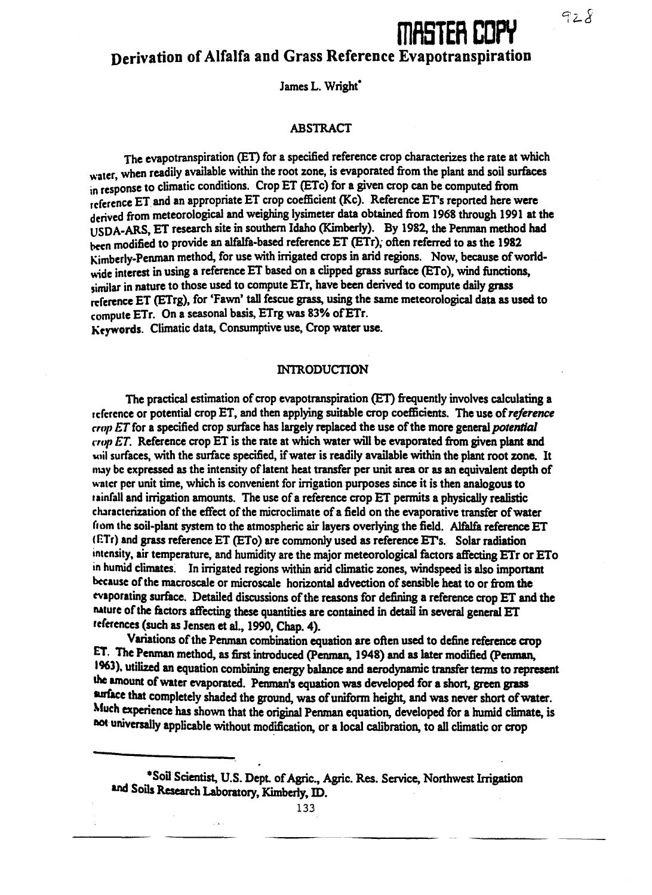# Derivation of Alfalfa and Grass Reference Evapotranspiration

James L. Wright*

## ABSTRACT

The evapotranspiration (ET) for a specified reference crop characterizes the rate at which water, when readily available within the root zone, is evaporated from the plant and soil surfaces in response to climatic conditions. Crop ET (ETc) for a given crop can be computed from reference ET and an appropriate ET crop coefficient (Kc). Reference ET's reported here were derived from meteorological and weighing lysimeter data obtained from 1968 through 1991 at the USDA-ARS, ET research site in southern Idaho (Kimberly). By 1982, the Penman method had been modified to provide an alfalfa-based reference ET (ETr), often referred to as the 1982 Kimberly-Penman method, for use with irrigated crops in arid regions. Now, because of world-wide interest in using a reference ET based on a clipped grass surface (ETo), wind functions, similar in nature to those used to compute ETr, have been derived to compute daily grass reference ET (ETrg), for 'Fawn' tall fescue grass, using the same meteorological data as used to compute ETr. On a seasonal basis, ETrg was 83% of ETr.

Keywords. Climatic data, Consumptive use, Crop water use.

## INTRODUCTION

The practical estimation of crop evapotranspiration (ET) frequently involves calculating a reference or potential crop ET, and then applying suitable crop coefficients. The use of *reference crop ET* for a specified crop surface has largely replaced the use of the more general *potential crop ET*. Reference crop ET is the rate at which water will be evaporated from given plant and soil surfaces, with the surface specified, if water is readily available within the plant root zone. It may be expressed as the intensity of latent heat transfer per unit area or as an equivalent depth of water per unit time, which is convenient for irrigation purposes since it is then analogous to rainfall and irrigation amounts. The use of a reference crop ET permits a physically realistic characterization of the effect of the microclimate of a field on the evaporative transfer of water from the soil-plant system to the atmospheric air layers overlying the field. Alfalfa reference ET (ETr) and grass reference ET (ETo) are commonly used as reference ET's. Solar radiation intensity, air temperature, and humidity are the major meteorological factors affecting ETr or ETo in humid climates. In irrigated regions within arid climatic zones, windspeed is also important because of the macroscale or microscale horizontal advection of sensible heat to or from the evaporating surface. Detailed discussions of the reasons for defining a reference crop ET and the nature of the factors affecting these quantities are contained in detail in several general ET references (such as Jensen et al., 1990, Chap. 4).

Variations of the Penman combination equation are often used to define reference crop ET. The Penman method, as first introduced (Penman, 1948) and as later modified (Penman, 1963), utilized an equation combining energy balance and aerodynamic transfer terms to represent the amount of water evaporated. Penman's equation was developed for a short, green grass surface that completely shaded the ground, was of uniform height, and was never short of water. Much experience has shown that the original Penman equation, developed for a humid climate, is not universally applicable without modification, or a local calibration, to all climatic or crop

*Soil Scientist, U.S. Dept. of Agric., Agric. Res. Service, Northwest Irrigation and Soils Research Laboratory, Kimberly, ID.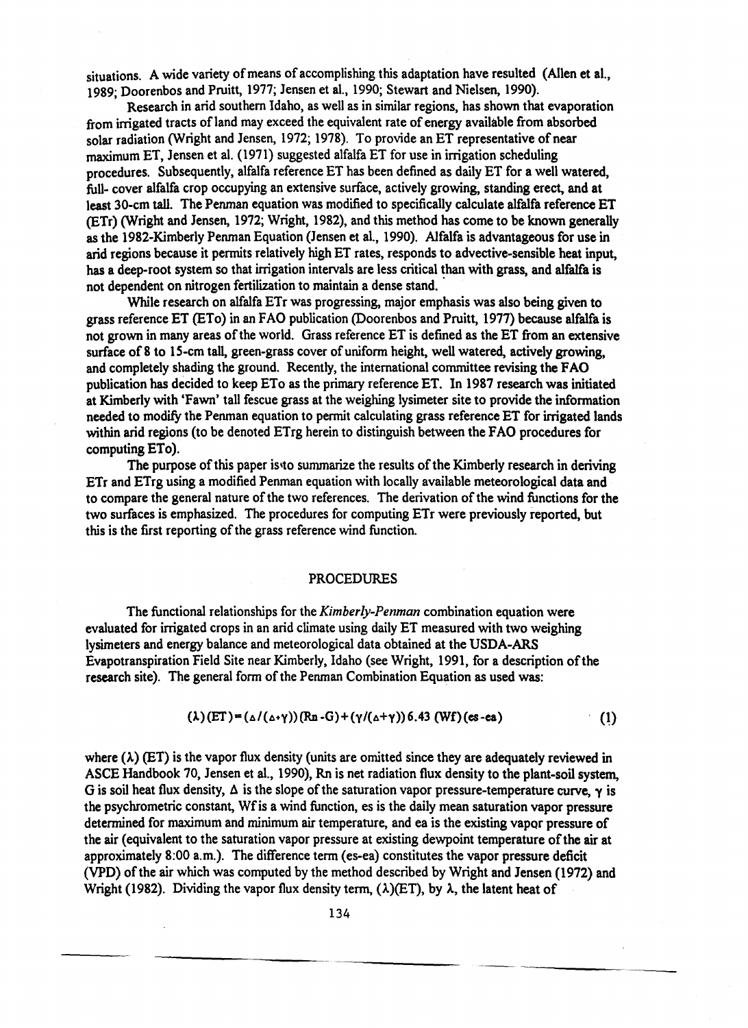situations. A wide variety of means of accomplishing this adaptation have resulted (Allen et al., 1989; Doorenbos and Pruitt, 1977; Jensen et al., 1990; Stewart and Nielsen, 1990).

Research in arid southern Idaho, as well as in similar regions, has shown that evaporation from irrigated tracts of land may exceed the equivalent rate of energy available from absorbed solar radiation (Wright and Jensen, 1972; 1978). To provide an ET representative of near maximum ET, Jensen et al. (1971) suggested alfalfa ET for use in irrigation scheduling procedures. Subsequently, alfalfa reference ET has been defined as daily ET for a well watered, full- cover alfalfa crop occupying an extensive surface, actively growing, standing erect, and at least 30-cm tall. The Penman equation was modified to specifically calculate alfalfa reference ET (ETr) (Wright and Jensen, 1972; Wright, 1982), and this method has come to be known generally as the 1982-Kimberly Penman Equation (Jensen et al., 1990). Alfalfa is advantageous for use in arid regions because it permits relatively high ET rates, responds to advective-sensible heat input, has a deep-root system so that irrigation intervals are less critical than with grass, and alfalfa is not dependent on nitrogen fertilization to maintain a dense stand.

While research on alfalfa ETr was progressing, major emphasis was also being given to grass reference ET (ETo) in an FAO publication (Doorenbos and Pruitt, 1977) because alfalfa is not grown in many areas of the world. Grass reference ET is defined as the ET from an extensive surface of 8 to 15-cm tall, green-grass cover of uniform height, well watered, actively growing, and completely shading the ground. Recently, the international committee revising the FAO publication has decided to keep ETo as the primary reference ET. In 1987 research was initiated at Kimberly with 'Fawn' tall fescue grass at the weighing lysimeter site to provide the information needed to modify the Penman equation to permit calculating grass reference ET for irrigated lands within arid regions (to be denoted ETrg herein to distinguish between the FAO procedures for computing ETo).

The purpose of this paper is to summarize the results of the Kimberly research in deriving ETr and ETrg using a modified Penman equation with locally available meteorological data and to compare the general nature of the two references. The derivation of the wind functions for the two surfaces is emphasized. The procedures for computing ETr were previously reported, but this is the first reporting of the grass reference wind function.

## PROCEDURES

The functional relationships for the *Kimberly-Penman* combination equation were evaluated for irrigated crops in an arid climate using daily ET measured with two weighing lysimeters and energy balance and meteorological data obtained at the USDA-ARS Evapotranspiration Field Site near Kimberly, Idaho (see Wright, 1991, for a description of the research site). The general form of the Penman Combination Equation as used was:

$$(\lambda)(ET) = (\Delta/(\Delta+\gamma))(Rn-G) + (\gamma/(\Delta+\gamma))\,6.43\,(Wf)(es-ea) \qquad (1)$$

where $(\lambda)$ (ET) is the vapor flux density (units are omitted since they are adequately reviewed in ASCE Handbook 70, Jensen et al., 1990), Rn is net radiation flux density to the plant-soil system, G is soil heat flux density, $\Delta$ is the slope of the saturation vapor pressure-temperature curve, $\gamma$ is the psychrometric constant, Wf is a wind function, es is the daily mean saturation vapor pressure determined for maximum and minimum air temperature, and ea is the existing vapor pressure of the air (equivalent to the saturation vapor pressure at existing dewpoint temperature of the air at approximately 8:00 a.m.). The difference term (es-ea) constitutes the vapor pressure deficit (VPD) of the air which was computed by the method described by Wright and Jensen (1972) and Wright (1982). Dividing the vapor flux density term, $(\lambda)$(ET), by $\lambda$, the latent heat of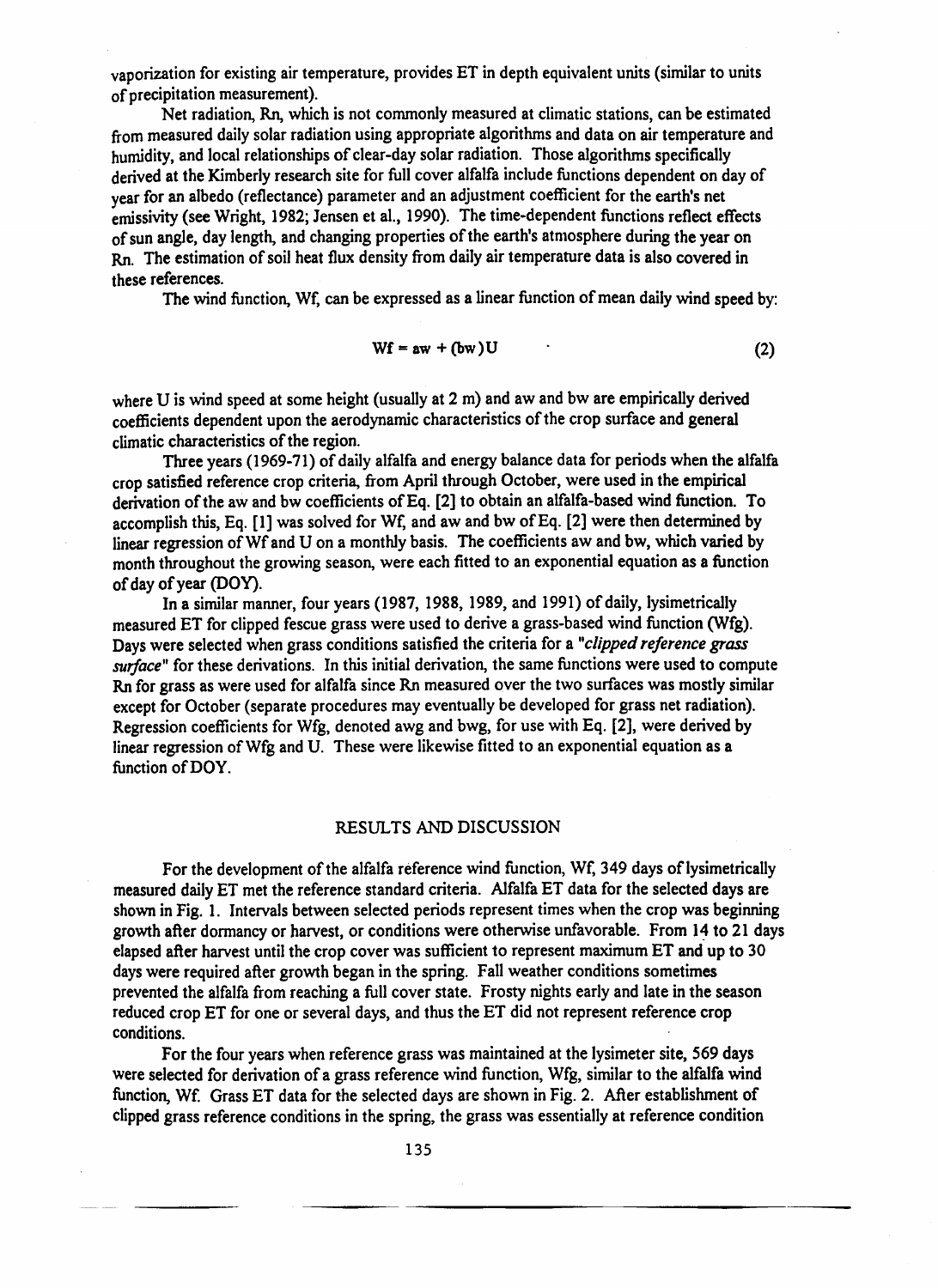vaporization for existing air temperature, provides ET in depth equivalent units (similar to units of precipitation measurement).

Net radiation, Rn, which is not commonly measured at climatic stations, can be estimated from measured daily solar radiation using appropriate algorithms and data on air temperature and humidity, and local relationships of clear-day solar radiation. Those algorithms specifically derived at the Kimberly research site for full cover alfalfa include functions dependent on day of year for an albedo (reflectance) parameter and an adjustment coefficient for the earth's net emissivity (see Wright, 1982; Jensen et al., 1990). The time-dependent functions reflect effects of sun angle, day length, and changing properties of the earth's atmosphere during the year on Rn. The estimation of soil heat flux density from daily air temperature data is also covered in these references.

The wind function, Wf, can be expressed as a linear function of mean daily wind speed by:

$$Wf = aw + (bw)U \tag{2}$$

where U is wind speed at some height (usually at 2 m) and aw and bw are empirically derived coefficients dependent upon the aerodynamic characteristics of the crop surface and general climatic characteristics of the region.

Three years (1969-71) of daily alfalfa and energy balance data for periods when the alfalfa crop satisfied reference crop criteria, from April through October, were used in the empirical derivation of the aw and bw coefficients of Eq. [2] to obtain an alfalfa-based wind function. To accomplish this, Eq. [1] was solved for Wf, and aw and bw of Eq. [2] were then determined by linear regression of Wf and U on a monthly basis. The coefficients aw and bw, which varied by month throughout the growing season, were each fitted to an exponential equation as a function of day of year (DOY).

In a similar manner, four years (1987, 1988, 1989, and 1991) of daily, lysimetrically measured ET for clipped fescue grass were used to derive a grass-based wind function (Wfg). Days were selected when grass conditions satisfied the criteria for a *"clipped reference grass surface"* for these derivations. In this initial derivation, the same functions were used to compute Rn for grass as were used for alfalfa since Rn measured over the two surfaces was mostly similar except for October (separate procedures may eventually be developed for grass net radiation). Regression coefficients for Wfg, denoted awg and bwg, for use with Eq. [2], were derived by linear regression of Wfg and U. These were likewise fitted to an exponential equation as a function of DOY.

## RESULTS AND DISCUSSION

For the development of the alfalfa reference wind function, Wf, 349 days of lysimetrically measured daily ET met the reference standard criteria. Alfalfa ET data for the selected days are shown in Fig. 1. Intervals between selected periods represent times when the crop was beginning growth after dormancy or harvest, or conditions were otherwise unfavorable. From 14 to 21 days elapsed after harvest until the crop cover was sufficient to represent maximum ET and up to 30 days were required after growth began in the spring. Fall weather conditions sometimes prevented the alfalfa from reaching a full cover state. Frosty nights early and late in the season reduced crop ET for one or several days, and thus the ET did not represent reference crop conditions.

For the four years when reference grass was maintained at the lysimeter site, 569 days were selected for derivation of a grass reference wind function, Wfg, similar to the alfalfa wind function, Wf. Grass ET data for the selected days are shown in Fig. 2. After establishment of clipped grass reference conditions in the spring, the grass was essentially at reference condition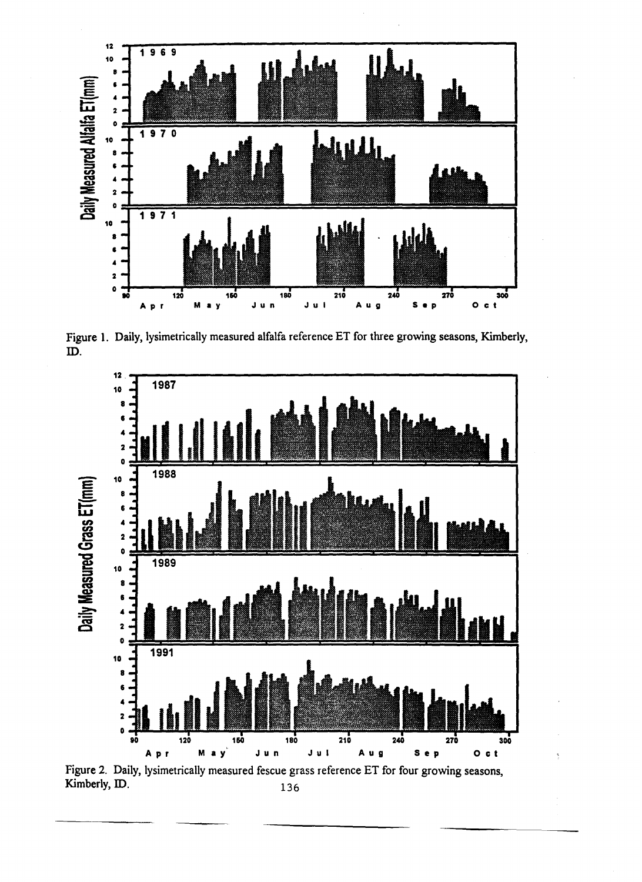Figure 1. Daily, lysimetrically measured alfalfa reference ET for three growing seasons, Kimberly, ID.

Figure 2. Daily, lysimetrically measured fescue grass reference ET for four growing seasons, Kimberly, ID.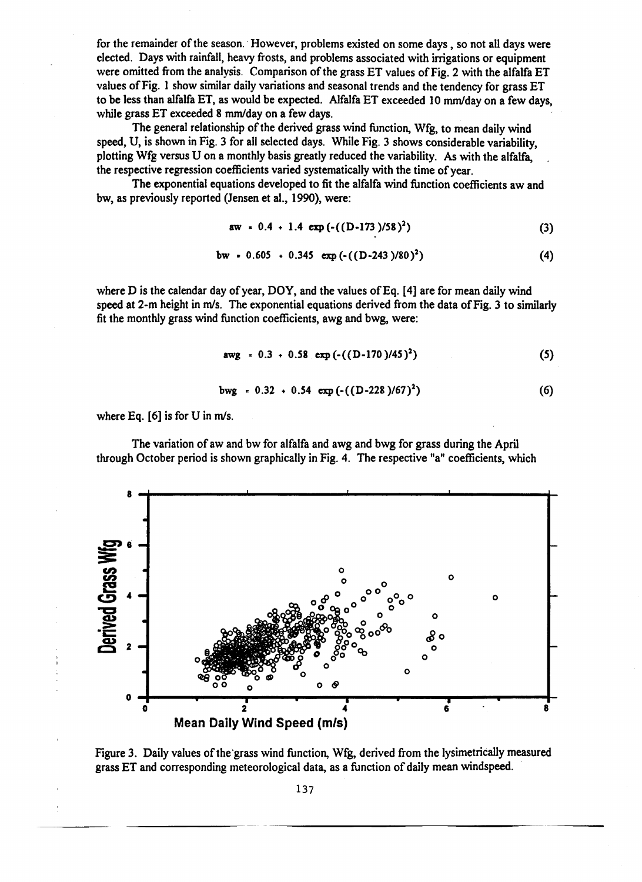for the remainder of the season. However, problems existed on some days , so not all days were elected. Days with rainfall, heavy frosts, and problems associated with irrigations or equipment were omitted from the analysis. Comparison of the grass ET values of Fig. 2 with the alfalfa ET values of Fig. 1 show similar daily variations and seasonal trends and the tendency for grass ET to be less than alfalfa ET, as would be expected. Alfalfa ET exceeded 10 mm/day on a few days, while grass ET exceeded 8 mm/day on a few days.

The general relationship of the derived grass wind function, Wfg, to mean daily wind speed, U, is shown in Fig. 3 for all selected days. While Fig. 3 shows considerable variability, plotting Wfg versus U on a monthly basis greatly reduced the variability. As with the alfalfa, the respective regression coefficients varied systematically with the time of year.

The exponential equations developed to fit the alfalfa wind function coefficients aw and bw, as previously reported (Jensen et al., 1990), were:

$$aw = 0.4 + 1.4 \exp(-((D-173)/58)^2) \tag{3}$$

$$bw = 0.605 + 0.345 \exp(-((D-243)/80)^2) \tag{4}$$

where D is the calendar day of year, DOY, and the values of Eq. [4] are for mean daily wind speed at 2-m height in m/s. The exponential equations derived from the data of Fig. 3 to similarly fit the monthly grass wind function coefficients, awg and bwg, were:

$$awg = 0.3 + 0.58 \exp(-((D-170)/45)^2) \tag{5}$$

$$bwg = 0.32 + 0.54 \exp(-((D-228)/67)^2) \tag{6}$$

where Eq. [6] is for U in m/s.

The variation of aw and bw for alfalfa and awg and bwg for grass during the April through October period is shown graphically in Fig. 4. The respective "a" coefficients, which

Figure 3. Daily values of the grass wind function, Wfg, derived from the lysimetrically measured grass ET and corresponding meteorological data, as a function of daily mean windspeed.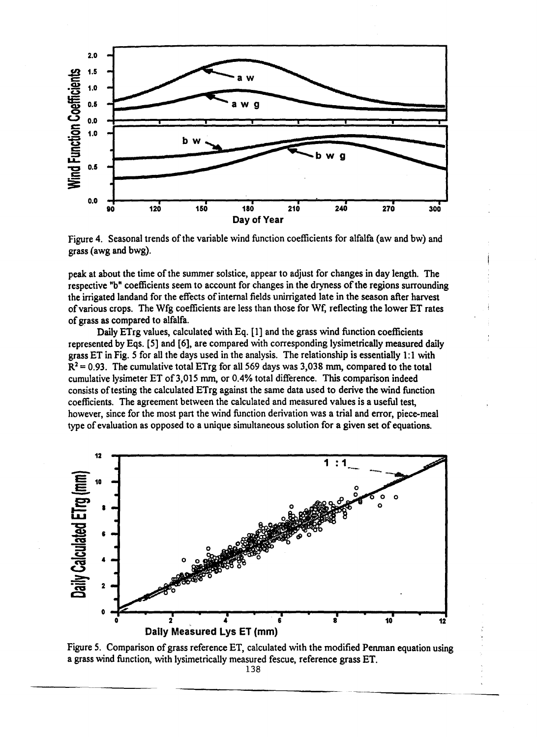Figure 4. Seasonal trends of the variable wind function coefficients for alfalfa (aw and bw) and grass (awg and bwg).

peak at about the time of the summer solstice, appear to adjust for changes in day length. The respective "b" coefficients seem to account for changes in the dryness of the regions surrounding the irrigated landand for the effects of internal fields unirrigated late in the season after harvest of various crops. The Wfg coefficients are less than those for Wf, reflecting the lower ET rates of grass as compared to alfalfa.

Daily ETrg values, calculated with Eq. [1] and the grass wind function coefficients represented by Eqs. [5] and [6], are compared with corresponding lysimetrically measured daily grass ET in Fig. 5 for all the days used in the analysis. The relationship is essentially 1:1 with $R^2 = 0.93$. The cumulative total ETrg for all 569 days was 3,038 mm, compared to the total cumulative lysimeter ET of 3,015 mm, or 0.4% total difference. This comparison indeed consists of testing the calculated ETrg against the same data used to derive the wind function coefficients. The agreement between the calculated and measured values is a useful test, however, since for the most part the wind function derivation was a trial and error, piece-meal type of evaluation as opposed to a unique simultaneous solution for a given set of equations.

Figure 5. Comparison of grass reference ET, calculated with the modified Penman equation using a grass wind function, with lysimetrically measured fescue, reference grass ET.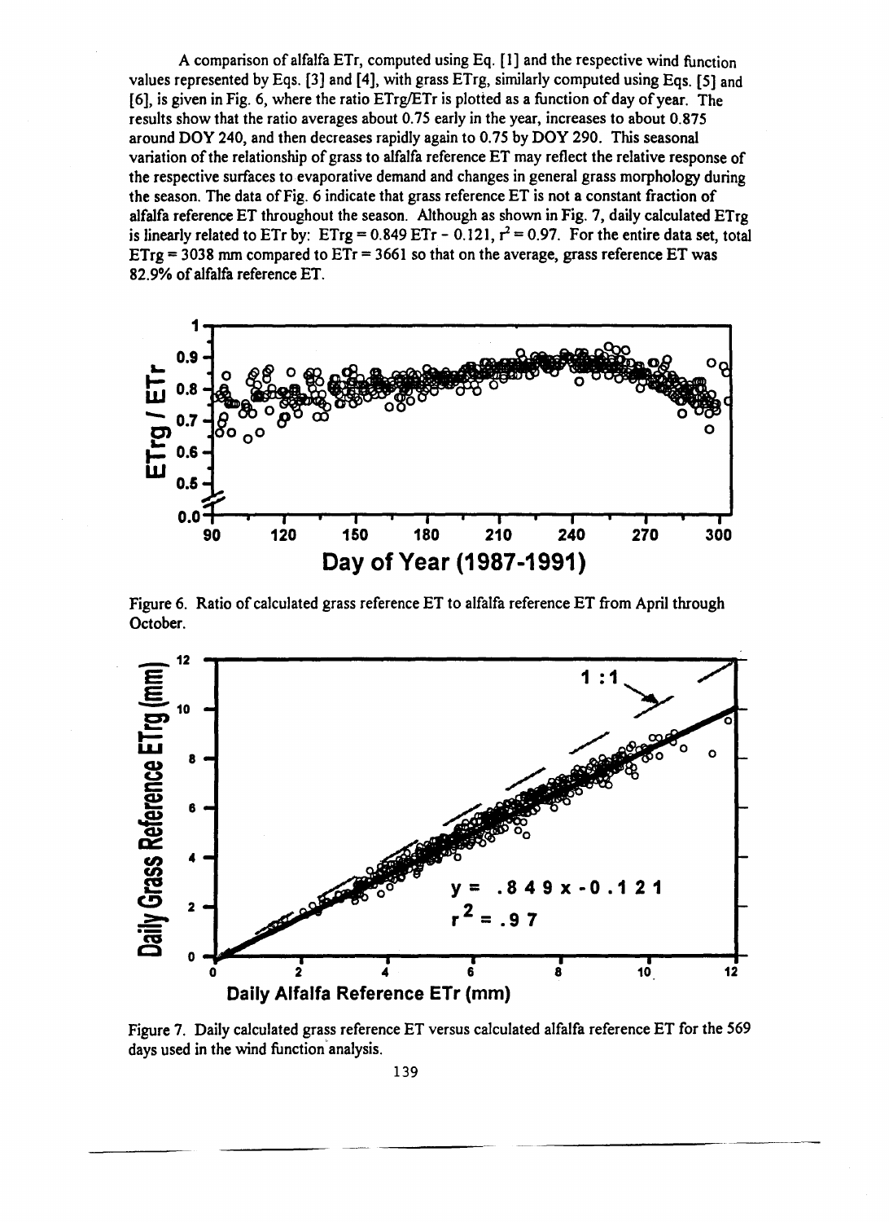A comparison of alfalfa ETr, computed using Eq. [1] and the respective wind function values represented by Eqs. [3] and [4], with grass ETrg, similarly computed using Eqs. [5] and [6], is given in Fig. 6, where the ratio ETrg/ETr is plotted as a function of day of year. The results show that the ratio averages about 0.75 early in the year, increases to about 0.875 around DOY 240, and then decreases rapidly again to 0.75 by DOY 290. This seasonal variation of the relationship of grass to alfalfa reference ET may reflect the relative response of the respective surfaces to evaporative demand and changes in general grass morphology during the season. The data of Fig. 6 indicate that grass reference ET is not a constant fraction of alfalfa reference ET throughout the season. Although as shown in Fig. 7, daily calculated ETrg is linearly related to ETr by: ETrg = 0.849 ETr - 0.121, $r^2 = 0.97$. For the entire data set, total ETrg = 3038 mm compared to ETr = 3661 so that on the average, grass reference ET was 82.9% of alfalfa reference ET.

Figure 6. Ratio of calculated grass reference ET to alfalfa reference ET from April through October.

Figure 7. Daily calculated grass reference ET versus calculated alfalfa reference ET for the 569 days used in the wind function analysis.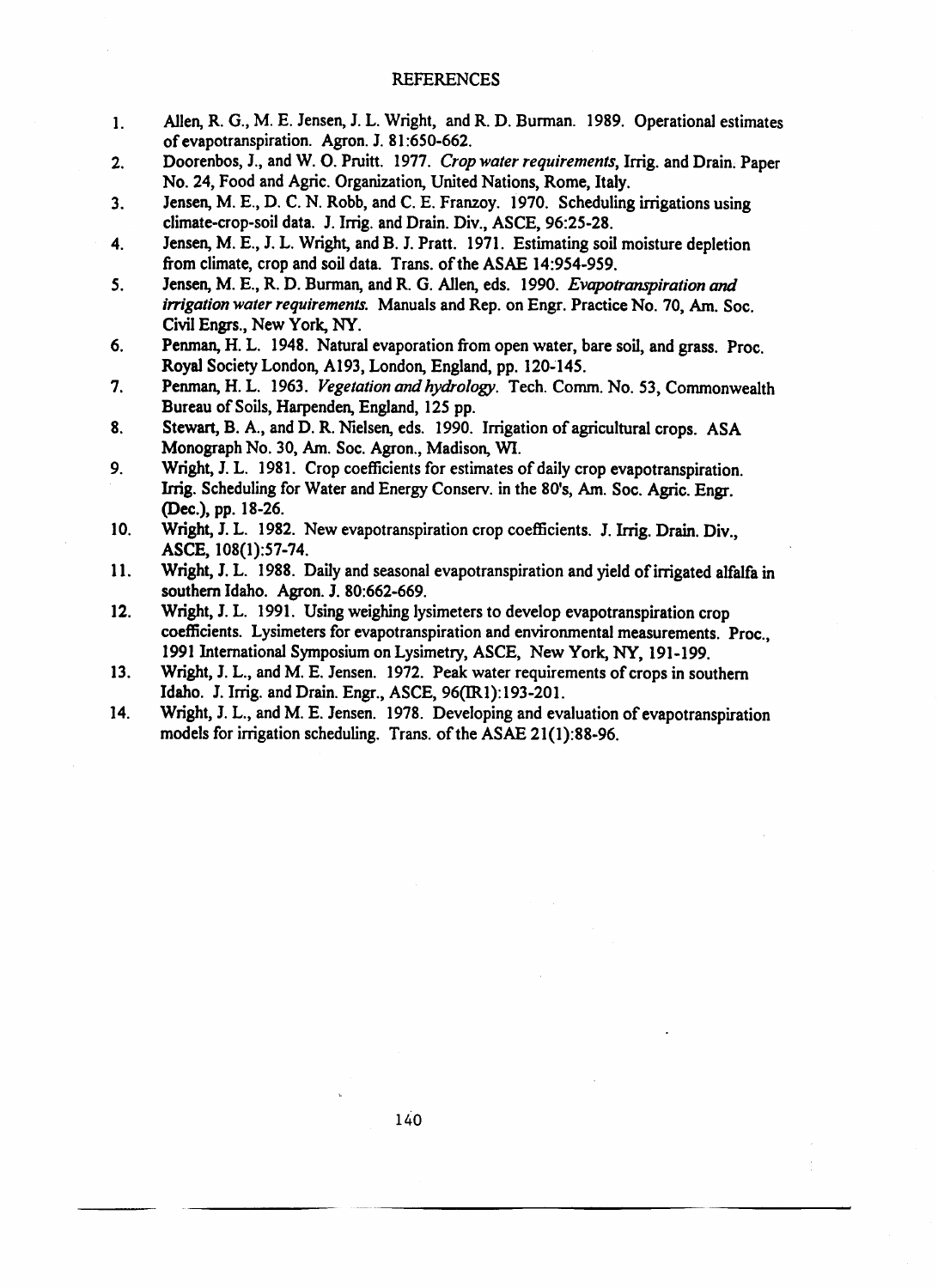## REFERENCES

1. Allen, R. G., M. E. Jensen, J. L. Wright, and R. D. Burman. 1989. Operational estimates of evapotranspiration. Agron. J. 81:650-662.
2. Doorenbos, J., and W. O. Pruitt. 1977. *Crop water requirements*, Irrig. and Drain. Paper No. 24, Food and Agric. Organization, United Nations, Rome, Italy.
3. Jensen, M. E., D. C. N. Robb, and C. E. Franzoy. 1970. Scheduling irrigations using climate-crop-soil data. J. Irrig. and Drain. Div., ASCE, 96:25-28.
4. Jensen, M. E., J. L. Wright, and B. J. Pratt. 1971. Estimating soil moisture depletion from climate, crop and soil data. Trans. of the ASAE 14:954-959.
5. Jensen, M. E., R. D. Burman, and R. G. Allen, eds. 1990. *Evapotranspiration and irrigation water requirements.* Manuals and Rep. on Engr. Practice No. 70, Am. Soc. Civil Engrs., New York, NY.
6. Penman, H. L. 1948. Natural evaporation from open water, bare soil, and grass. Proc. Royal Society London, A193, London, England, pp. 120-145.
7. Penman, H. L. 1963. *Vegetation and hydrology*. Tech. Comm. No. 53, Commonwealth Bureau of Soils, Harpenden, England, 125 pp.
8. Stewart, B. A., and D. R. Nielsen, eds. 1990. Irrigation of agricultural crops. ASA Monograph No. 30, Am. Soc. Agron., Madison, WI.
9. Wright, J. L. 1981. Crop coefficients for estimates of daily crop evapotranspiration. Irrig. Scheduling for Water and Energy Conserv. in the 80's, Am. Soc. Agric. Engr. (Dec.), pp. 18-26.
10. Wright, J. L. 1982. New evapotranspiration crop coefficients. J. Irrig. Drain. Div., ASCE, 108(1):57-74.
11. Wright, J. L. 1988. Daily and seasonal evapotranspiration and yield of irrigated alfalfa in southern Idaho. Agron. J. 80:662-669.
12. Wright, J. L. 1991. Using weighing lysimeters to develop evapotranspiration crop coefficients. Lysimeters for evapotranspiration and environmental measurements. Proc., 1991 International Symposium on Lysimetry, ASCE, New York, NY, 191-199.
13. Wright, J. L., and M. E. Jensen. 1972. Peak water requirements of crops in southern Idaho. J. Irrig. and Drain. Engr., ASCE, 96(IR1):193-201.
14. Wright, J. L., and M. E. Jensen. 1978. Developing and evaluation of evapotranspiration models for irrigation scheduling. Trans. of the ASAE 21(1):88-96.